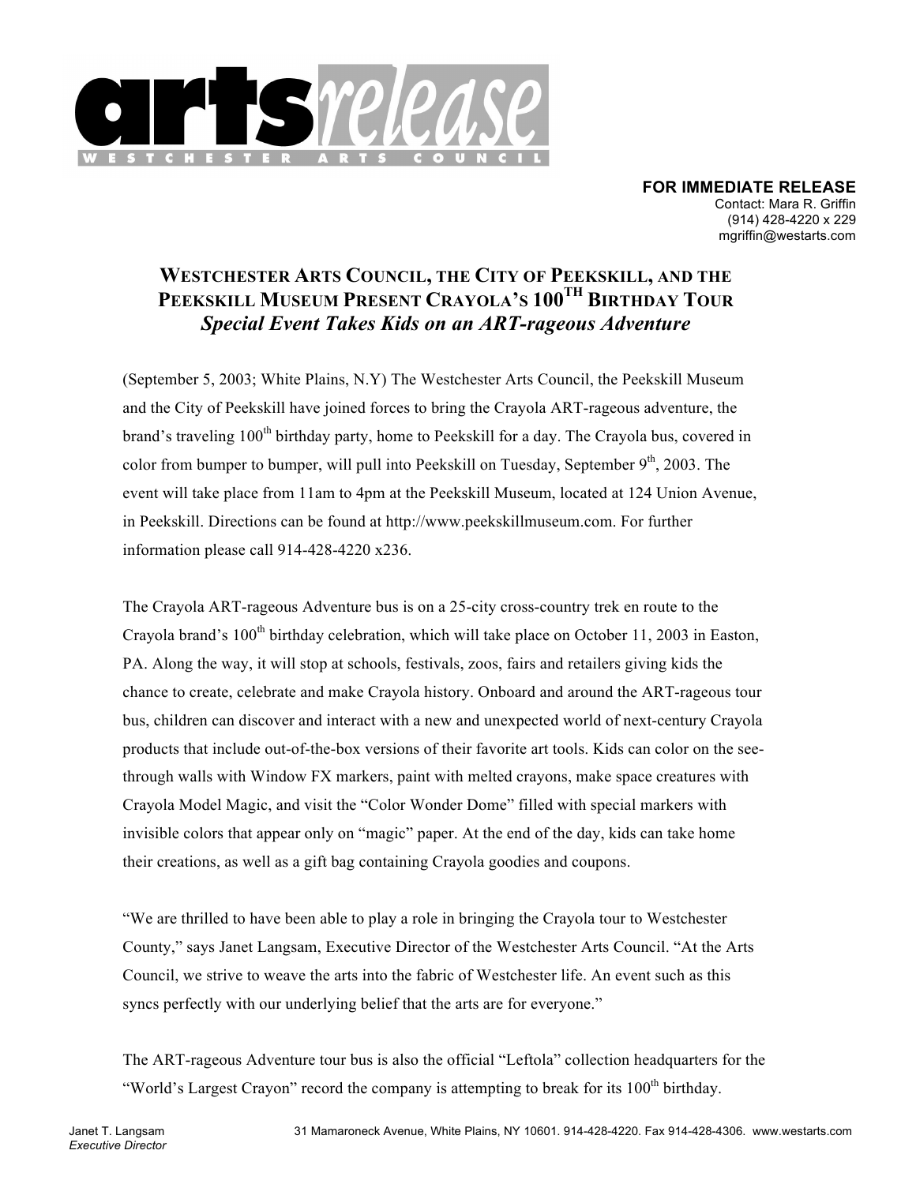**arts** *release*

WESTCHESTER ARTS COUNCIL

**FOR IMMEDIATE RELEASE**
Contact: Mara R. Griffin
(914) 428-4220 x 229
mgriffin@westarts.com

# WESTCHESTER ARTS COUNCIL, THE CITY OF PEEKSKILL, AND THE PEEKSKILL MUSEUM PRESENT CRAYOLA'S 100TH BIRTHDAY TOUR

## *Special Event Takes Kids on an ART-rageous Adventure*

(September 5, 2003; White Plains, N.Y) The Westchester Arts Council, the Peekskill Museum and the City of Peekskill have joined forces to bring the Crayola ART-rageous adventure, the brand's traveling 100th birthday party, home to Peekskill for a day. The Crayola bus, covered in color from bumper to bumper, will pull into Peekskill on Tuesday, September 9th, 2003. The event will take place from 11am to 4pm at the Peekskill Museum, located at 124 Union Avenue, in Peekskill. Directions can be found at http://www.peekskillmuseum.com. For further information please call 914-428-4220 x236.

The Crayola ART-rageous Adventure bus is on a 25-city cross-country trek en route to the Crayola brand's 100th birthday celebration, which will take place on October 11, 2003 in Easton, PA. Along the way, it will stop at schools, festivals, zoos, fairs and retailers giving kids the chance to create, celebrate and make Crayola history. Onboard and around the ART-rageous tour bus, children can discover and interact with a new and unexpected world of next-century Crayola products that include out-of-the-box versions of their favorite art tools. Kids can color on the see-through walls with Window FX markers, paint with melted crayons, make space creatures with Crayola Model Magic, and visit the "Color Wonder Dome" filled with special markers with invisible colors that appear only on "magic" paper. At the end of the day, kids can take home their creations, as well as a gift bag containing Crayola goodies and coupons.

"We are thrilled to have been able to play a role in bringing the Crayola tour to Westchester County," says Janet Langsam, Executive Director of the Westchester Arts Council. "At the Arts Council, we strive to weave the arts into the fabric of Westchester life. An event such as this syncs perfectly with our underlying belief that the arts are for everyone."

The ART-rageous Adventure tour bus is also the official "Leftola" collection headquarters for the "World's Largest Crayon" record the company is attempting to break for its 100th birthday.

Janet T. Langsam
*Executive Director*

31 Mamaroneck Avenue, White Plains, NY 10601. 914-428-4220. Fax 914-428-4306. www.westarts.com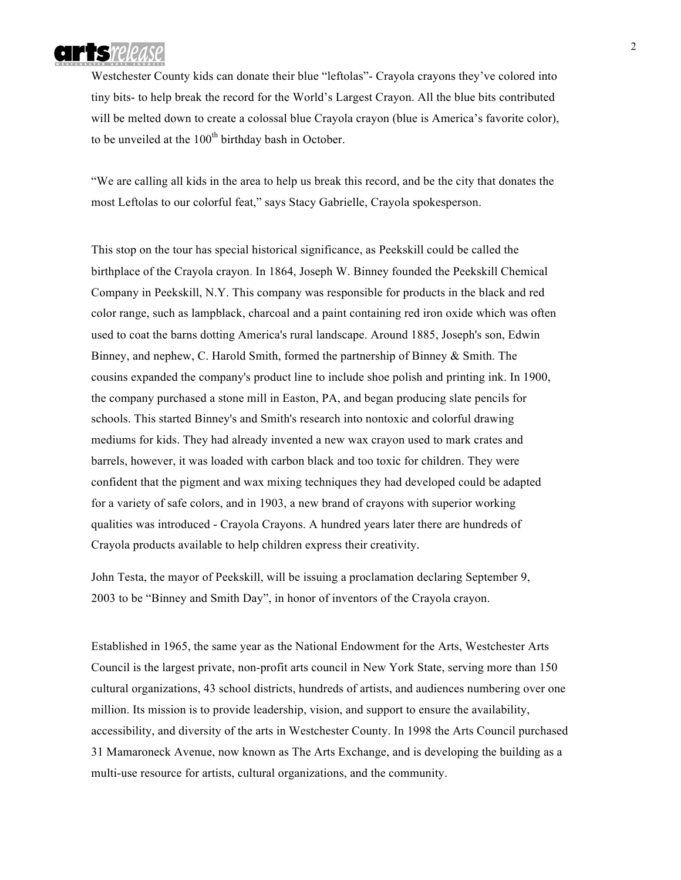Westchester County kids can donate their blue "leftolas"- Crayola crayons they've colored into tiny bits- to help break the record for the World's Largest Crayon. All the blue bits contributed will be melted down to create a colossal blue Crayola crayon (blue is America's favorite color), to be unveiled at the 100th birthday bash in October.

"We are calling all kids in the area to help us break this record, and be the city that donates the most Leftolas to our colorful feat," says Stacy Gabrielle, Crayola spokesperson.

This stop on the tour has special historical significance, as Peekskill could be called the birthplace of the Crayola crayon. In 1864, Joseph W. Binney founded the Peekskill Chemical Company in Peekskill, N.Y. This company was responsible for products in the black and red color range, such as lampblack, charcoal and a paint containing red iron oxide which was often used to coat the barns dotting America's rural landscape. Around 1885, Joseph's son, Edwin Binney, and nephew, C. Harold Smith, formed the partnership of Binney & Smith. The cousins expanded the company's product line to include shoe polish and printing ink. In 1900, the company purchased a stone mill in Easton, PA, and began producing slate pencils for schools. This started Binney's and Smith's research into nontoxic and colorful drawing mediums for kids. They had already invented a new wax crayon used to mark crates and barrels, however, it was loaded with carbon black and too toxic for children. They were confident that the pigment and wax mixing techniques they had developed could be adapted for a variety of safe colors, and in 1903, a new brand of crayons with superior working qualities was introduced - Crayola Crayons. A hundred years later there are hundreds of Crayola products available to help children express their creativity.

John Testa, the mayor of Peekskill, will be issuing a proclamation declaring September 9, 2003 to be "Binney and Smith Day", in honor of inventors of the Crayola crayon.

Established in 1965, the same year as the National Endowment for the Arts, Westchester Arts Council is the largest private, non-profit arts council in New York State, serving more than 150 cultural organizations, 43 school districts, hundreds of artists, and audiences numbering over one million. Its mission is to provide leadership, vision, and support to ensure the availability, accessibility, and diversity of the arts in Westchester County. In 1998 the Arts Council purchased 31 Mamaroneck Avenue, now known as The Arts Exchange, and is developing the building as a multi-use resource for artists, cultural organizations, and the community.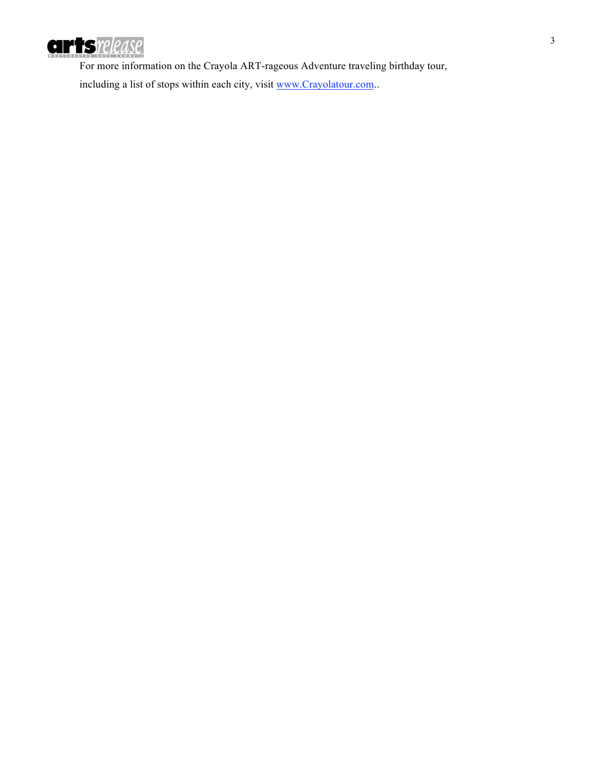For more information on the Crayola ART-rageous Adventure traveling birthday tour, including a list of stops within each city, visit www.Crayolatour.com..